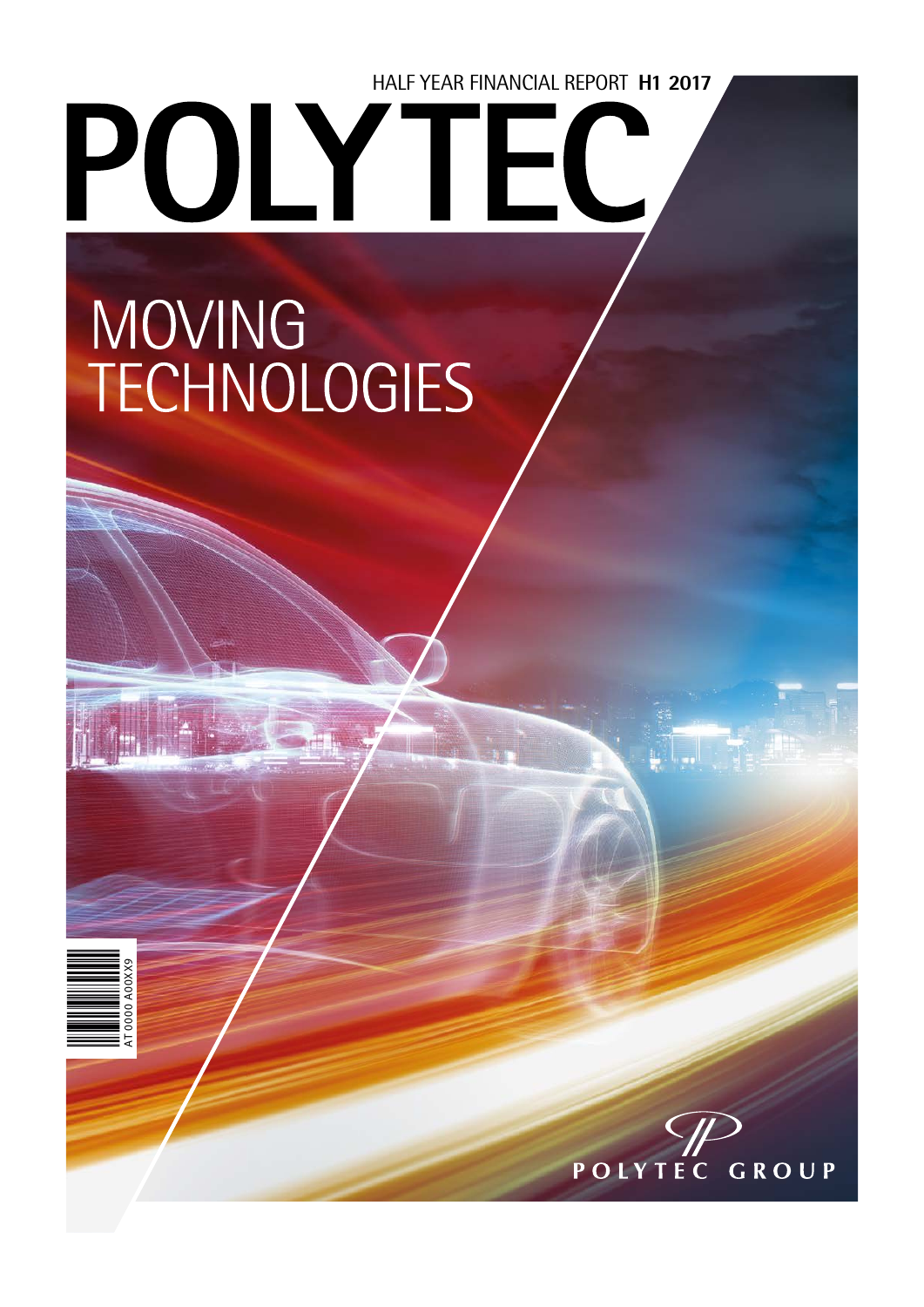HALF YEAR FINANCIAL REPORT **H1 2017**

# POLYTEC

## MOVING TECHNOLOGIES

AT 0000 A00XX9

POLYTEC GROUP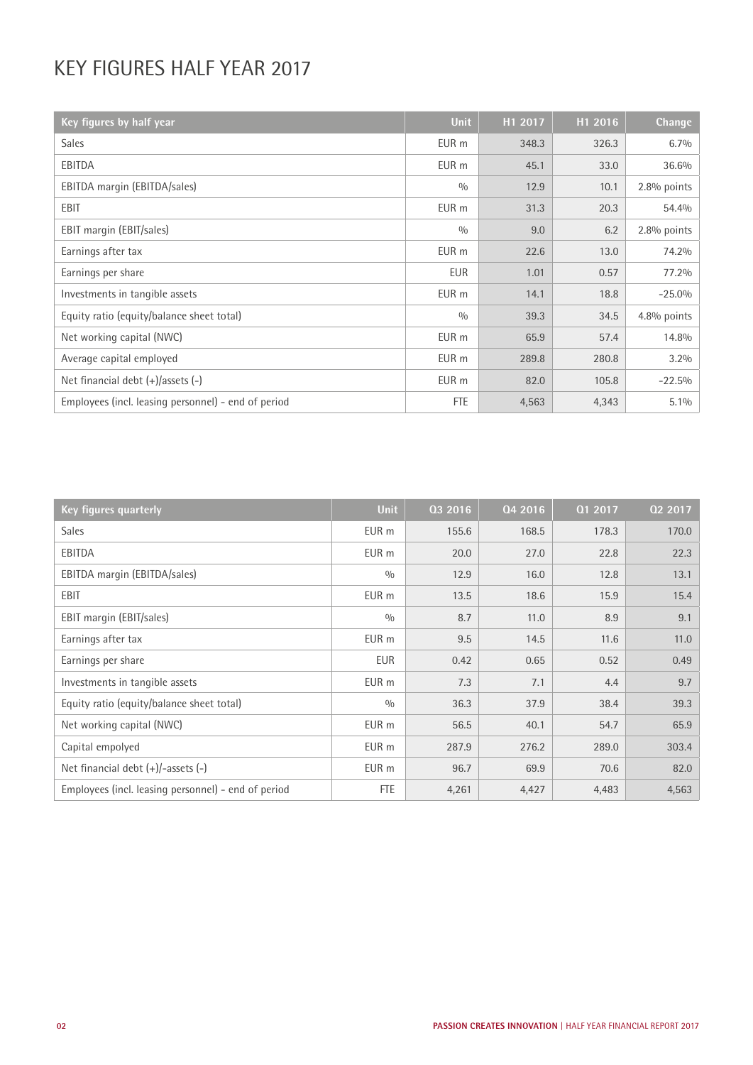# KEY FIGURES HALF YEAR 2017

| Key figures by half year | Unit | H1 2017 | H1 2016 | Change |
|---|---|---|---|---|
| Sales | EUR m | 348.3 | 326.3 | 6.7% |
| EBITDA | EUR m | 45.1 | 33.0 | 36.6% |
| EBITDA margin (EBITDA/sales) | % | 12.9 | 10.1 | 2.8% points |
| EBIT | EUR m | 31.3 | 20.3 | 54.4% |
| EBIT margin (EBIT/sales) | % | 9.0 | 6.2 | 2.8% points |
| Earnings after tax | EUR m | 22.6 | 13.0 | 74.2% |
| Earnings per share | EUR | 1.01 | 0.57 | 77.2% |
| Investments in tangible assets | EUR m | 14.1 | 18.8 | -25.0% |
| Equity ratio (equity/balance sheet total) | % | 39.3 | 34.5 | 4.8% points |
| Net working capital (NWC) | EUR m | 65.9 | 57.4 | 14.8% |
| Average capital employed | EUR m | 289.8 | 280.8 | 3.2% |
| Net financial debt (+)/assets (-) | EUR m | 82.0 | 105.8 | -22.5% |
| Employees (incl. leasing personnel) - end of period | FTE | 4,563 | 4,343 | 5.1% |

| Key figures quarterly | Unit | Q3 2016 | Q4 2016 | Q1 2017 | Q2 2017 |
|---|---|---|---|---|---|
| Sales | EUR m | 155.6 | 168.5 | 178.3 | 170.0 |
| EBITDA | EUR m | 20.0 | 27.0 | 22.8 | 22.3 |
| EBITDA margin (EBITDA/sales) | % | 12.9 | 16.0 | 12.8 | 13.1 |
| EBIT | EUR m | 13.5 | 18.6 | 15.9 | 15.4 |
| EBIT margin (EBIT/sales) | % | 8.7 | 11.0 | 8.9 | 9.1 |
| Earnings after tax | EUR m | 9.5 | 14.5 | 11.6 | 11.0 |
| Earnings per share | EUR | 0.42 | 0.65 | 0.52 | 0.49 |
| Investments in tangible assets | EUR m | 7.3 | 7.1 | 4.4 | 9.7 |
| Equity ratio (equity/balance sheet total) | % | 36.3 | 37.9 | 38.4 | 39.3 |
| Net working capital (NWC) | EUR m | 56.5 | 40.1 | 54.7 | 65.9 |
| Capital empolyed | EUR m | 287.9 | 276.2 | 289.0 | 303.4 |
| Net financial debt (+)/-assets (-) | EUR m | 96.7 | 69.9 | 70.6 | 82.0 |
| Employees (incl. leasing personnel) - end of period | FTE | 4,261 | 4,427 | 4,483 | 4,563 |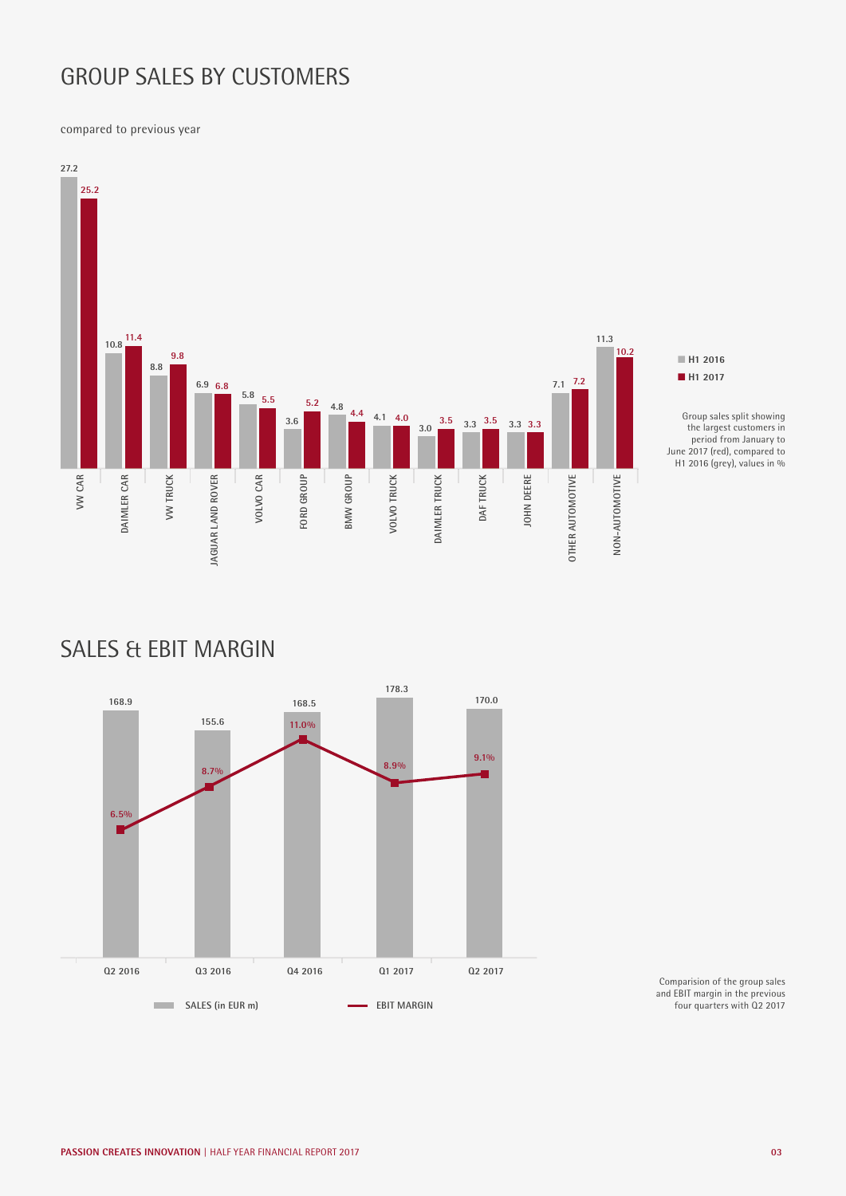# GROUP SALES BY CUSTOMERS

compared to previous year

| Customer | H1 2016 | H1 2017 |
|---|---|---|
| VW CAR | 27.2 | 25.2 |
| DAIMLER CAR | 10.8 | 11.4 |
| VW TRUCK | 8.8 | 9.8 |
| JAGUAR LAND ROVER | 6.9 | 6.8 |
| VOLVO CAR | 5.8 | 5.5 |
| FORD GROUP | 3.6 | 5.2 |
| BMW GROUP | 4.8 | 4.4 |
| VOLVO TRUCK | 4.1 | 4.0 |
| DAIMLER TRUCK | 3.0 | 3.5 |
| DAF TRUCK | 3.3 | 3.5 |
| JOHN DEERE | 3.3 | 3.3 |
| OTHER AUTOMOTIVE | 7.1 | 7.2 |
| NON-AUTOMOTIVE | 11.3 | 10.2 |

Group sales split showing the largest customers in period from January to June 2017 (red), compared to H1 2016 (grey), values in %

# SALES & EBIT MARGIN

| | Q2 2016 | Q3 2016 | Q4 2016 | Q1 2017 | Q2 2017 |
|---|---|---|---|---|---|
| SALES (in EUR m) | 168.9 | 155.6 | 168.5 | 178.3 | 170.0 |
| EBIT MARGIN | 6.5% | 8.7% | 11.0% | 8.9% | 9.1% |

Comparision of the group sales and EBIT margin in the previous four quarters with Q2 2017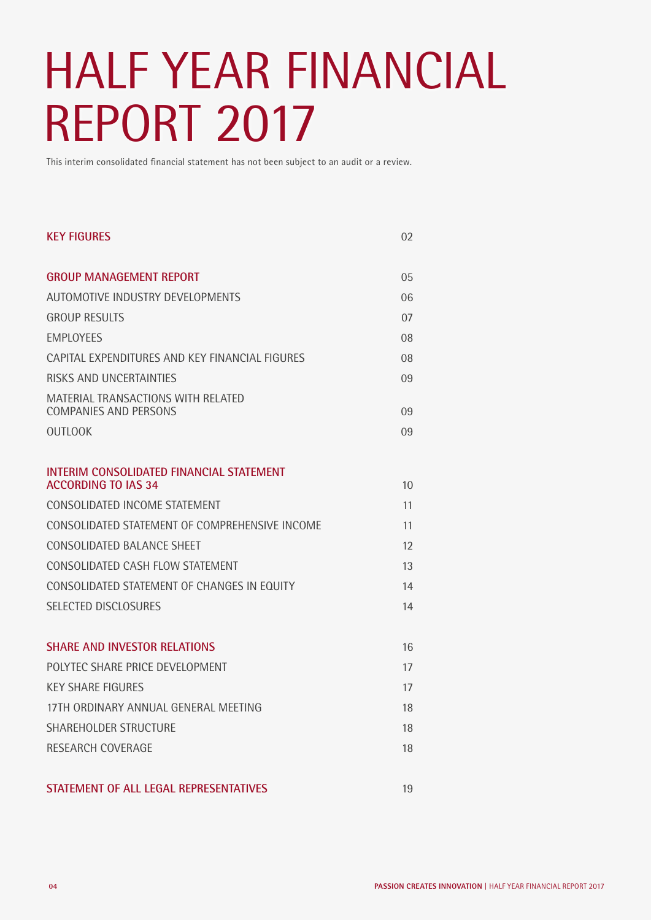# HALF YEAR FINANCIAL REPORT 2017

This interim consolidated financial statement has not been subject to an audit or a review.

| | |
|---|---|
| **KEY FIGURES** | 02 |
| **GROUP MANAGEMENT REPORT** | 05 |
| AUTOMOTIVE INDUSTRY DEVELOPMENTS | 06 |
| GROUP RESULTS | 07 |
| EMPLOYEES | 08 |
| CAPITAL EXPENDITURES AND KEY FINANCIAL FIGURES | 08 |
| RISKS AND UNCERTAINTIES | 09 |
| MATERIAL TRANSACTIONS WITH RELATED COMPANIES AND PERSONS | 09 |
| OUTLOOK | 09 |
| **INTERIM CONSOLIDATED FINANCIAL STATEMENT ACCORDING TO IAS 34** | 10 |
| CONSOLIDATED INCOME STATEMENT | 11 |
| CONSOLIDATED STATEMENT OF COMPREHENSIVE INCOME | 11 |
| CONSOLIDATED BALANCE SHEET | 12 |
| CONSOLIDATED CASH FLOW STATEMENT | 13 |
| CONSOLIDATED STATEMENT OF CHANGES IN EQUITY | 14 |
| SELECTED DISCLOSURES | 14 |
| **SHARE AND INVESTOR RELATIONS** | 16 |
| POLYTEC SHARE PRICE DEVELOPMENT | 17 |
| KEY SHARE FIGURES | 17 |
| 17TH ORDINARY ANNUAL GENERAL MEETING | 18 |
| SHAREHOLDER STRUCTURE | 18 |
| RESEARCH COVERAGE | 18 |
| **STATEMENT OF ALL LEGAL REPRESENTATIVES** | 19 |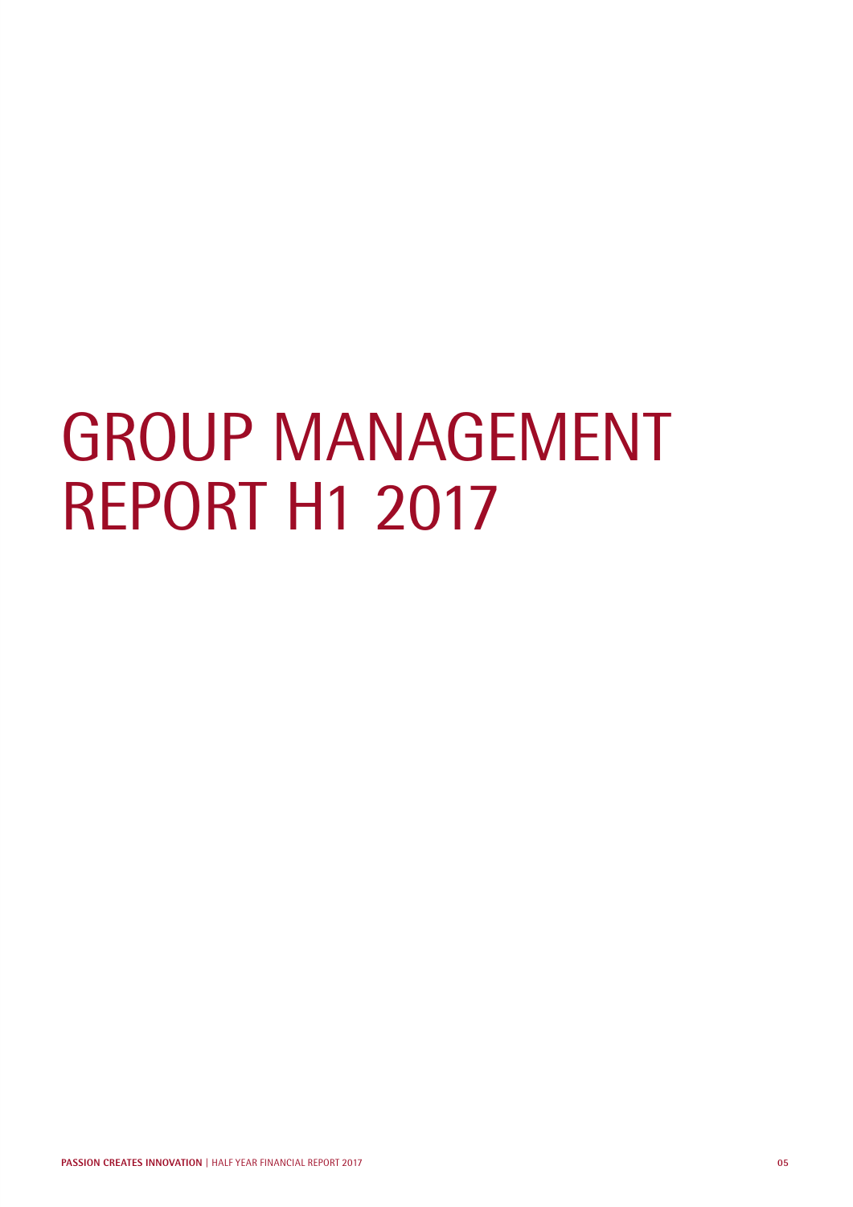# GROUP MANAGEMENT REPORT H1 2017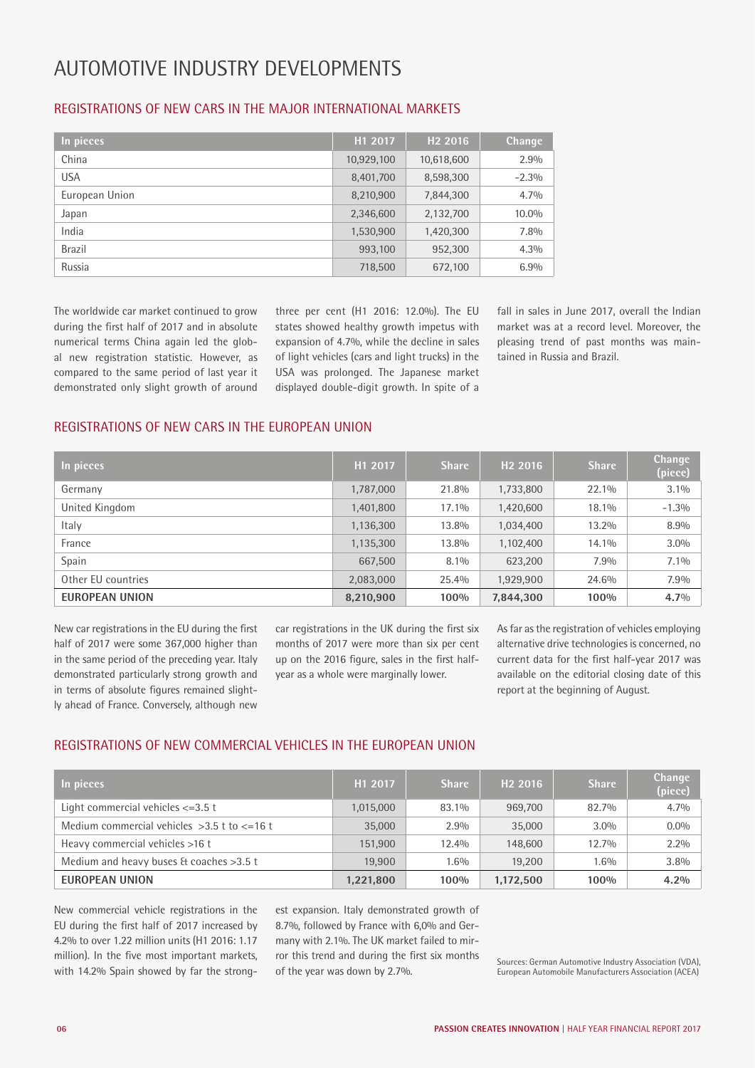# AUTOMOTIVE INDUSTRY DEVELOPMENTS

## REGISTRATIONS OF NEW CARS IN THE MAJOR INTERNATIONAL MARKETS

| In pieces | H1 2017 | H2 2016 | Change |
|---|---|---|---|
| China | 10,929,100 | 10,618,600 | 2.9% |
| USA | 8,401,700 | 8,598,300 | -2.3% |
| European Union | 8,210,900 | 7,844,300 | 4.7% |
| Japan | 2,346,600 | 2,132,700 | 10.0% |
| India | 1,530,900 | 1,420,300 | 7.8% |
| Brazil | 993,100 | 952,300 | 4.3% |
| Russia | 718,500 | 672,100 | 6.9% |

The worldwide car market continued to grow during the first half of 2017 and in absolute numerical terms China again led the global new registration statistic. However, as compared to the same period of last year it demonstrated only slight growth of around three per cent (H1 2016: 12.0%). The EU states showed healthy growth impetus with expansion of 4.7%, while the decline in sales of light vehicles (cars and light trucks) in the USA was prolonged. The Japanese market displayed double-digit growth. In spite of a fall in sales in June 2017, overall the Indian market was at a record level. Moreover, the pleasing trend of past months was maintained in Russia and Brazil.

## REGISTRATIONS OF NEW CARS IN THE EUROPEAN UNION

| In pieces | H1 2017 | Share | H2 2016 | Share | Change (piece) |
|---|---|---|---|---|---|
| Germany | 1,787,000 | 21.8% | 1,733,800 | 22.1% | 3.1% |
| United Kingdom | 1,401,800 | 17.1% | 1,420,600 | 18.1% | -1.3% |
| Italy | 1,136,300 | 13.8% | 1,034,400 | 13.2% | 8.9% |
| France | 1,135,300 | 13.8% | 1,102,400 | 14.1% | 3.0% |
| Spain | 667,500 | 8.1% | 623,200 | 7.9% | 7.1% |
| Other EU countries | 2,083,000 | 25.4% | 1,929,900 | 24.6% | 7.9% |
| **EUROPEAN UNION** | **8,210,900** | **100%** | **7,844,300** | **100%** | **4.7%** |

New car registrations in the EU during the first half of 2017 were some 367,000 higher than in the same period of the preceding year. Italy demonstrated particularly strong growth and in terms of absolute figures remained slightly ahead of France. Conversely, although new car registrations in the UK during the first six months of 2017 were more than six per cent up on the 2016 figure, sales in the first half-year as a whole were marginally lower.

As far as the registration of vehicles employing alternative drive technologies is concerned, no current data for the first half-year 2017 was available on the editorial closing date of this report at the beginning of August.

## REGISTRATIONS OF NEW COMMERCIAL VEHICLES IN THE EUROPEAN UNION

| In pieces | H1 2017 | Share | H2 2016 | Share | Change (piece) |
|---|---|---|---|---|---|
| Light commercial vehicles <=3.5 t | 1,015,000 | 83.1% | 969,700 | 82.7% | 4.7% |
| Medium commercial vehicles >3.5 t to <=16 t | 35,000 | 2.9% | 35,000 | 3.0% | 0.0% |
| Heavy commercial vehicles >16 t | 151,900 | 12.4% | 148,600 | 12.7% | 2.2% |
| Medium and heavy buses & coaches >3.5 t | 19,900 | 1.6% | 19,200 | 1.6% | 3.8% |
| **EUROPEAN UNION** | **1,221,800** | **100%** | **1,172,500** | **100%** | **4.2%** |

New commercial vehicle registrations in the EU during the first half of 2017 increased by 4.2% to over 1.22 million units (H1 2016: 1.17 million). In the five most important markets, with 14.2% Spain showed by far the strongest expansion. Italy demonstrated growth of 8.7%, followed by France with 6,0% and Germany with 2.1%. The UK market failed to mirror this trend and during the first six months of the year was down by 2.7%.

Sources: German Automotive Industry Association (VDA), European Automobile Manufacturers Association (ACEA)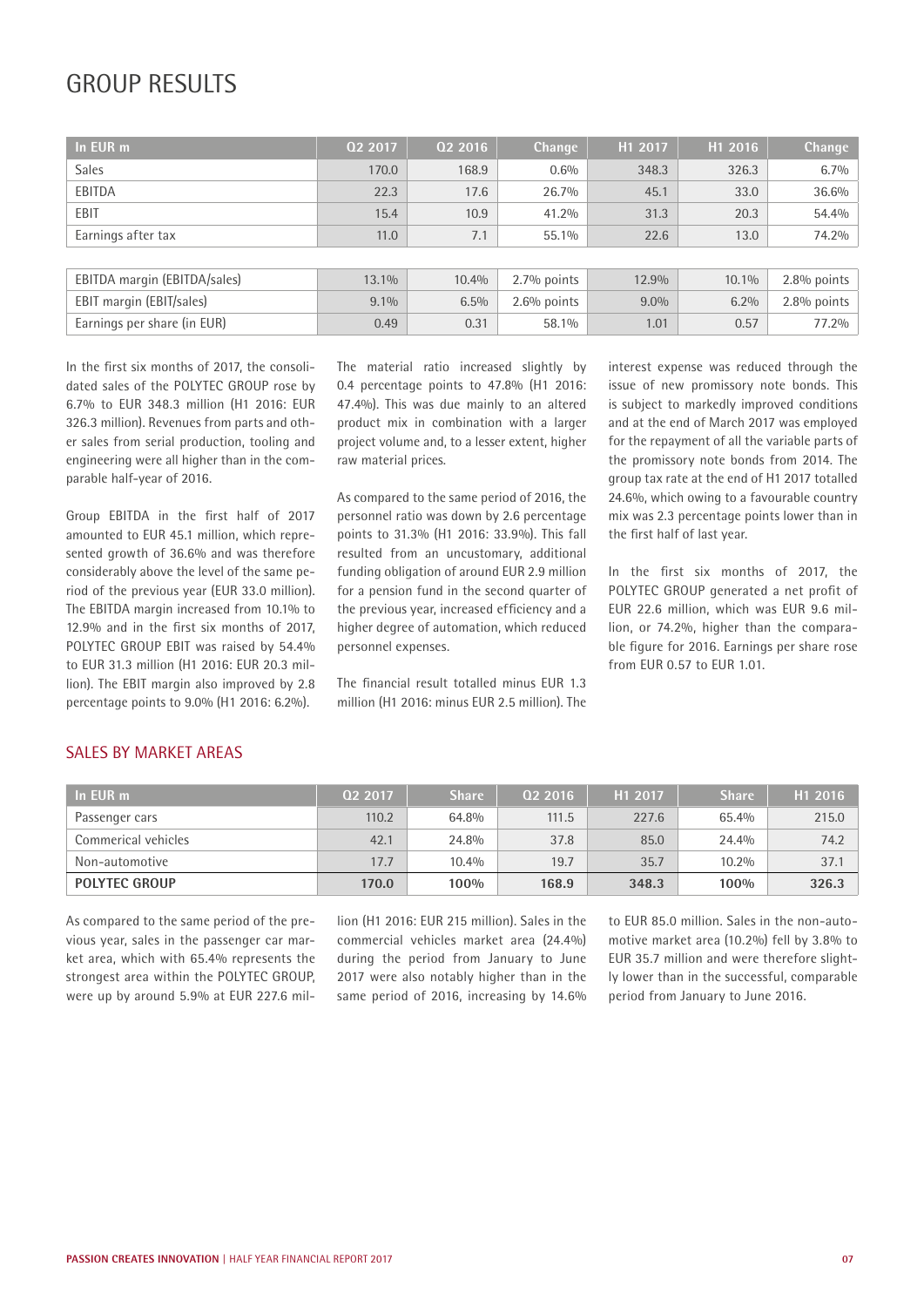# GROUP RESULTS

| In EUR m | Q2 2017 | Q2 2016 | Change | H1 2017 | H1 2016 | Change |
|---|---|---|---|---|---|---|
| Sales | 170.0 | 168.9 | 0.6% | 348.3 | 326.3 | 6.7% |
| EBITDA | 22.3 | 17.6 | 26.7% | 45.1 | 33.0 | 36.6% |
| EBIT | 15.4 | 10.9 | 41.2% | 31.3 | 20.3 | 54.4% |
| Earnings after tax | 11.0 | 7.1 | 55.1% | 22.6 | 13.0 | 74.2% |
| | | | | | | |
| EBITDA margin (EBITDA/sales) | 13.1% | 10.4% | 2.7% points | 12.9% | 10.1% | 2.8% points |
| EBIT margin (EBIT/sales) | 9.1% | 6.5% | 2.6% points | 9.0% | 6.2% | 2.8% points |
| Earnings per share (in EUR) | 0.49 | 0.31 | 58.1% | 1.01 | 0.57 | 77.2% |

In the first six months of 2017, the consolidated sales of the POLYTEC GROUP rose by 6.7% to EUR 348.3 million (H1 2016: EUR 326.3 million). Revenues from parts and other sales from serial production, tooling and engineering were all higher than in the comparable half-year of 2016.

Group EBITDA in the first half of 2017 amounted to EUR 45.1 million, which represented growth of 36.6% and was therefore considerably above the level of the same period of the previous year (EUR 33.0 million). The EBITDA margin increased from 10.1% to 12.9% and in the first six months of 2017, POLYTEC GROUP EBIT was raised by 54.4% to EUR 31.3 million (H1 2016: EUR 20.3 million). The EBIT margin also improved by 2.8 percentage points to 9.0% (H1 2016: 6.2%).

The material ratio increased slightly by 0.4 percentage points to 47.8% (H1 2016: 47.4%). This was due mainly to an altered product mix in combination with a larger project volume and, to a lesser extent, higher raw material prices.

As compared to the same period of 2016, the personnel ratio was down by 2.6 percentage points to 31.3% (H1 2016: 33.9%). This fall resulted from an uncustomary, additional funding obligation of around EUR 2.9 million for a pension fund in the second quarter of the previous year, increased efficiency and a higher degree of automation, which reduced personnel expenses.

The financial result totalled minus EUR 1.3 million (H1 2016: minus EUR 2.5 million). The interest expense was reduced through the issue of new promissory note bonds. This is subject to markedly improved conditions and at the end of March 2017 was employed for the repayment of all the variable parts of the promissory note bonds from 2014. The group tax rate at the end of H1 2017 totalled 24.6%, which owing to a favourable country mix was 2.3 percentage points lower than in the first half of last year.

In the first six months of 2017, the POLYTEC GROUP generated a net profit of EUR 22.6 million, which was EUR 9.6 million, or 74.2%, higher than the comparable figure for 2016. Earnings per share rose from EUR 0.57 to EUR 1.01.

## SALES BY MARKET AREAS

| In EUR m | Q2 2017 | Share | Q2 2016 | H1 2017 | Share | H1 2016 |
|---|---|---|---|---|---|---|
| Passenger cars | 110.2 | 64.8% | 111.5 | 227.6 | 65.4% | 215.0 |
| Commerical vehicles | 42.1 | 24.8% | 37.8 | 85.0 | 24.4% | 74.2 |
| Non-automotive | 17.7 | 10.4% | 19.7 | 35.7 | 10.2% | 37.1 |
| **POLYTEC GROUP** | **170.0** | **100%** | **168.9** | **348.3** | **100%** | **326.3** |

As compared to the same period of the previous year, sales in the passenger car market area, which with 65.4% represents the strongest area within the POLYTEC GROUP, were up by around 5.9% at EUR 227.6 million (H1 2016: EUR 215 million). Sales in the commercial vehicles market area (24.4%) during the period from January to June 2017 were also notably higher than in the same period of 2016, increasing by 14.6% to EUR 85.0 million. Sales in the non-automotive market area (10.2%) fell by 3.8% to EUR 35.7 million and were therefore slightly lower than in the successful, comparable period from January to June 2016.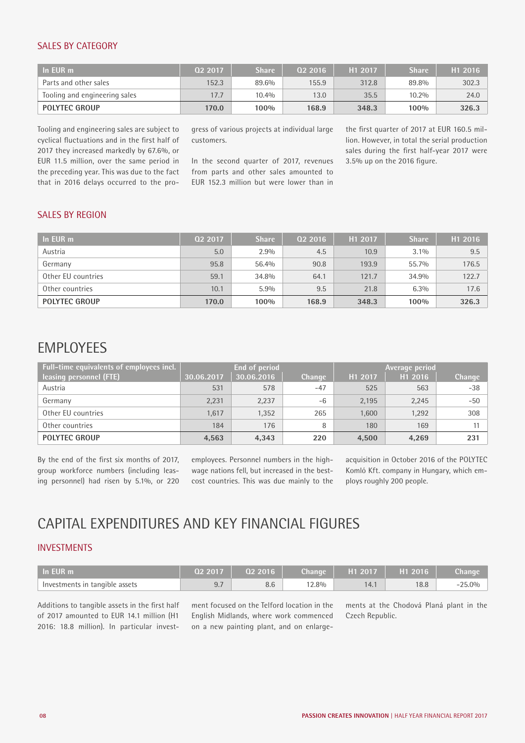### SALES BY CATEGORY

| In EUR m | Q2 2017 | Share | Q2 2016 | H1 2017 | Share | H1 2016 |
|---|---|---|---|---|---|---|
| Parts and other sales | 152.3 | 89.6% | 155.9 | 312.8 | 89.8% | 302.3 |
| Tooling and engineering sales | 17.7 | 10.4% | 13.0 | 35.5 | 10.2% | 24.0 |
| **POLYTEC GROUP** | **170.0** | **100%** | **168.9** | **348.3** | **100%** | **326.3** |

Tooling and engineering sales are subject to cyclical fluctuations and in the first half of 2017 they increased markedly by 67.6%, or EUR 11.5 million, over the same period in the preceding year. This was due to the fact that in 2016 delays occurred to the progress of various projects at individual large customers.

In the second quarter of 2017, revenues from parts and other sales amounted to EUR 152.3 million but were lower than in the first quarter of 2017 at EUR 160.5 million. However, in total the serial production sales during the first half-year 2017 were 3.5% up on the 2016 figure.

### SALES BY REGION

| In EUR m | Q2 2017 | Share | Q2 2016 | H1 2017 | Share | H1 2016 |
|---|---|---|---|---|---|---|
| Austria | 5.0 | 2.9% | 4.5 | 10.9 | 3.1% | 9.5 |
| Germany | 95.8 | 56.4% | 90.8 | 193.9 | 55.7% | 176.5 |
| Other EU countries | 59.1 | 34.8% | 64.1 | 121.7 | 34.9% | 122.7 |
| Other countries | 10.1 | 5.9% | 9.5 | 21.8 | 6.3% | 17.6 |
| **POLYTEC GROUP** | **170.0** | **100%** | **168.9** | **348.3** | **100%** | **326.3** |

# EMPLOYEES

| Full-time equivalents of employees incl. leasing personnel (FTE) | End of period | | | Average period | | |
|---|---|---|---|---|---|---|
| | 30.06.2017 | 30.06.2016 | Change | H1 2017 | H1 2016 | Change |
| Austria | 531 | 578 | -47 | 525 | 563 | -38 |
| Germany | 2,231 | 2,237 | -6 | 2,195 | 2,245 | -50 |
| Other EU countries | 1,617 | 1,352 | 265 | 1,600 | 1,292 | 308 |
| Other countries | 184 | 176 | 8 | 180 | 169 | 11 |
| **POLYTEC GROUP** | **4,563** | **4,343** | **220** | **4,500** | **4,269** | **231** |

By the end of the first six months of 2017, group workforce numbers (including leasing personnel) had risen by 5.1%, or 220 employees. Personnel numbers in the high-wage nations fell, but increased in the best-cost countries. This was due mainly to the acquisition in October 2016 of the POLYTEC Komló Kft. company in Hungary, which employs roughly 200 people.

# CAPITAL EXPENDITURES AND KEY FINANCIAL FIGURES

### INVESTMENTS

| In EUR m | Q2 2017 | Q2 2016 | Change | H1 2017 | H1 2016 | Change |
|---|---|---|---|---|---|---|
| Investments in tangible assets | 9.7 | 8.6 | 12.8% | 14.1 | 18.8 | -25.0% |

Additions to tangible assets in the first half of 2017 amounted to EUR 14.1 million (H1 2016: 18.8 million). In particular investment focused on the Telford location in the English Midlands, where work commenced on a new painting plant, and on enlargements at the Chodová Planá plant in the Czech Republic.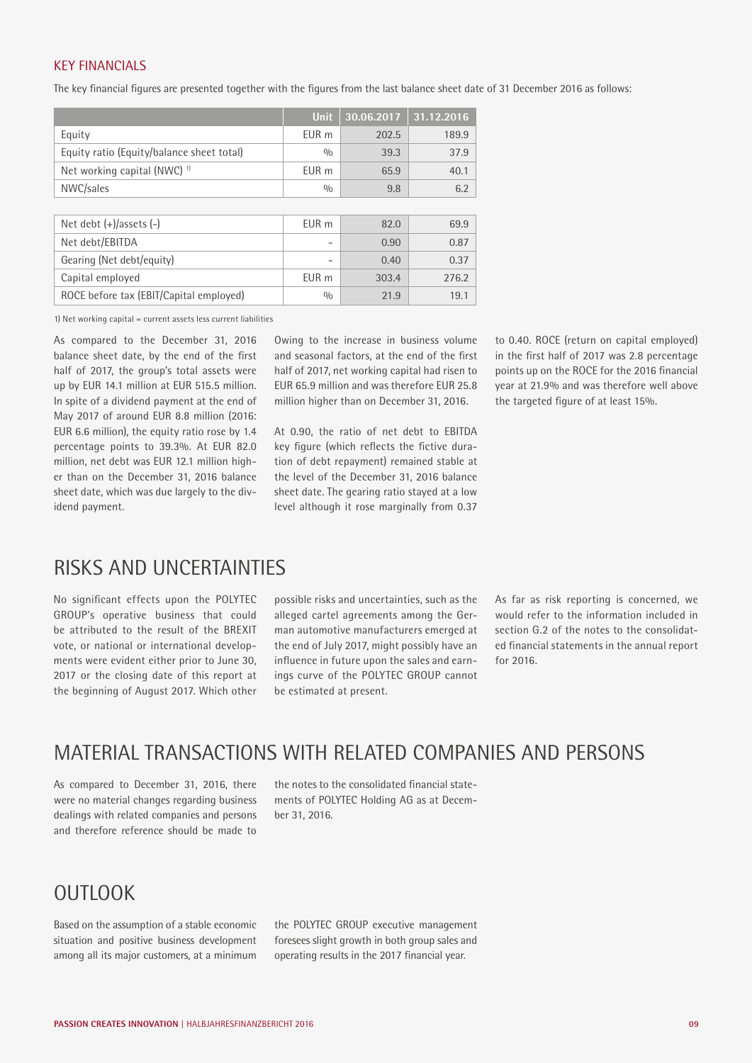## KEY FINANCIALS

The key financial figures are presented together with the figures from the last balance sheet date of 31 December 2016 as follows:

| | Unit | 30.06.2017 | 31.12.2016 |
|---|---|---|---|
| Equity | EUR m | 202.5 | 189.9 |
| Equity ratio (Equity/balance sheet total) | % | 39.3 | 37.9 |
| Net working capital (NWC) [1] | EUR m | 65.9 | 40.1 |
| NWC/sales | % | 9.8 | 6.2 |
| Net debt (+)/assets (-) | EUR m | 82.0 | 69.9 |
| Net debt/EBITDA | - | 0.90 | 0.87 |
| Gearing (Net debt/equity) | - | 0.40 | 0.37 |
| Capital employed | EUR m | 303.4 | 276.2 |
| ROCE before tax (EBIT/Capital employed) | % | 21.9 | 19.1 |

1) Net working capital = current assets less current liabilities

As compared to the December 31, 2016 balance sheet date, by the end of the first half of 2017, the group's total assets were up by EUR 14.1 million at EUR 515.5 million. In spite of a dividend payment at the end of May 2017 of around EUR 8.8 million (2016: EUR 6.6 million), the equity ratio rose by 1.4 percentage points to 39.3%. At EUR 82.0 million, net debt was EUR 12.1 million higher than on the December 31, 2016 balance sheet date, which was due largely to the dividend payment.

Owing to the increase in business volume and seasonal factors, at the end of the first half of 2017, net working capital had risen to EUR 65.9 million and was therefore EUR 25.8 million higher than on December 31, 2016.

At 0.90, the ratio of net debt to EBITDA key figure (which reflects the fictive duration of debt repayment) remained stable at the level of the December 31, 2016 balance sheet date. The gearing ratio stayed at a low level although it rose marginally from 0.37 to 0.40. ROCE (return on capital employed) in the first half of 2017 was 2.8 percentage points up on the ROCE for the 2016 financial year at 21.9% and was therefore well above the targeted figure of at least 15%.

# RISKS AND UNCERTAINTIES

No significant effects upon the POLYTEC GROUP's operative business that could be attributed to the result of the BREXIT vote, or national or international developments were evident either prior to June 30, 2017 or the closing date of this report at the beginning of August 2017. Which other possible risks and uncertainties, such as the alleged cartel agreements among the German automotive manufacturers emerged at the end of July 2017, might possibly have an influence in future upon the sales and earnings curve of the POLYTEC GROUP cannot be estimated at present.

As far as risk reporting is concerned, we would refer to the information included in section G.2 of the notes to the consolidated financial statements in the annual report for 2016.

# MATERIAL TRANSACTIONS WITH RELATED COMPANIES AND PERSONS

As compared to December 31, 2016, there were no material changes regarding business dealings with related companies and persons and therefore reference should be made to the notes to the consolidated financial statements of POLYTEC Holding AG as at December 31, 2016.

# OUTLOOK

Based on the assumption of a stable economic situation and positive business development among all its major customers, at a minimum the POLYTEC GROUP executive management foresees slight growth in both group sales and operating results in the 2017 financial year.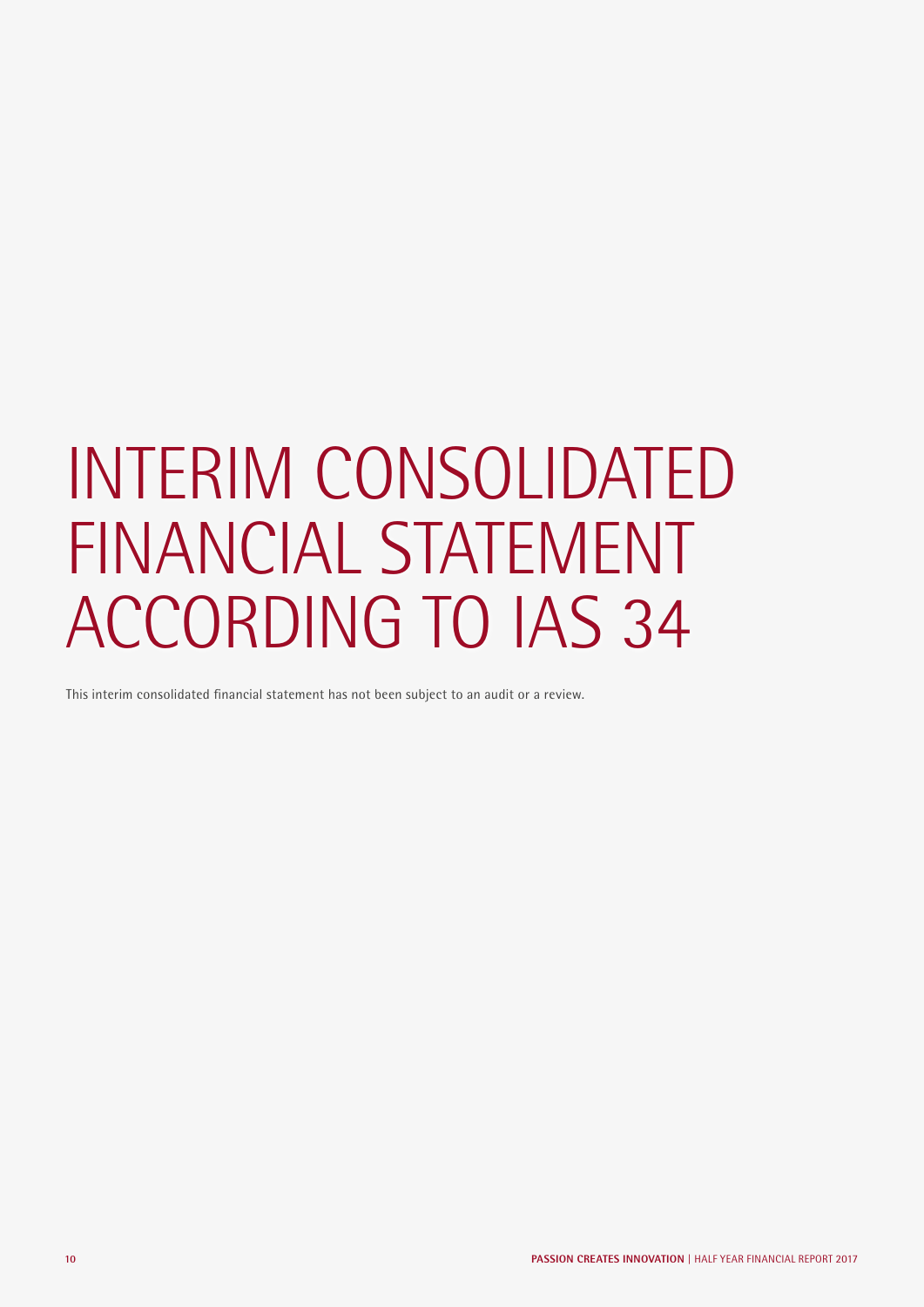# INTERIM CONSOLIDATED FINANCIAL STATEMENT ACCORDING TO IAS 34

This interim consolidated financial statement has not been subject to an audit or a review.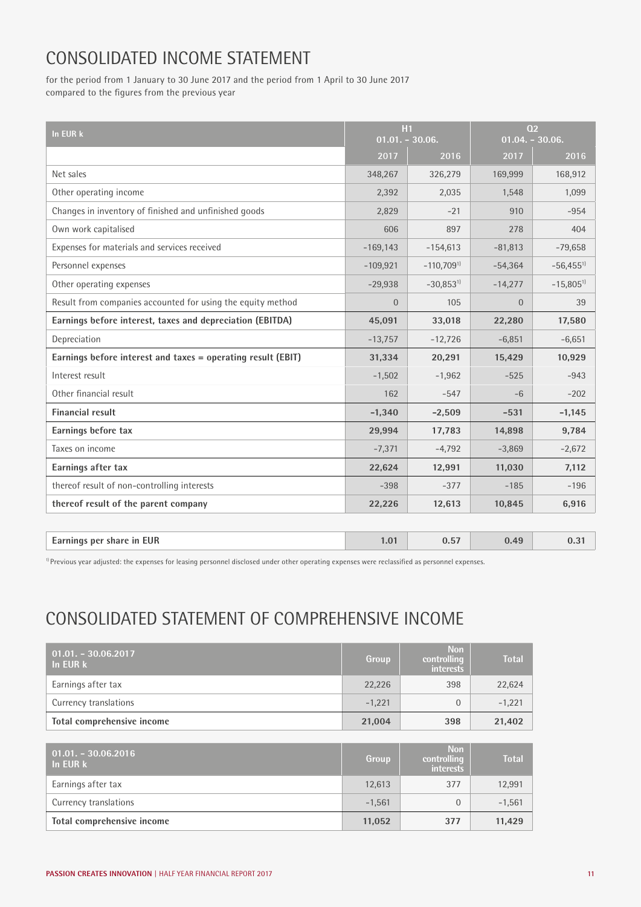# CONSOLIDATED INCOME STATEMENT

for the period from 1 January to 30 June 2017 and the period from 1 April to 30 June 2017 compared to the figures from the previous year

| In EUR k | H1 01.01. – 30.06. | | Q2 01.04. – 30.06. | |
|---|---|---|---|---|
| | 2017 | 2016 | 2017 | 2016 |
| Net sales | 348,267 | 326,279 | 169,999 | 168,912 |
| Other operating income | 2,392 | 2,035 | 1,548 | 1,099 |
| Changes in inventory of finished and unfinished goods | 2,829 | -21 | 910 | -954 |
| Own work capitalised | 606 | 897 | 278 | 404 |
| Expenses for materials and services received | -169,143 | -154,613 | -81,813 | -79,658 |
| Personnel expenses | -109,921 | -110,709[1] | -54,364 | -56,455[1] |
| Other operating expenses | -29,938 | -30,853[1] | -14,277 | -15,805[1] |
| Result from companies accounted for using the equity method | 0 | 105 | 0 | 39 |
| **Earnings before interest, taxes and depreciation (EBITDA)** | **45,091** | **33,018** | **22,280** | **17,580** |
| Depreciation | -13,757 | -12,726 | -6,851 | -6,651 |
| **Earnings before interest and taxes = operating result (EBIT)** | **31,334** | **20,291** | **15,429** | **10,929** |
| Interest result | -1,502 | -1,962 | -525 | -943 |
| Other financial result | 162 | -547 | -6 | -202 |
| **Financial result** | **-1,340** | **-2,509** | **-531** | **-1,145** |
| **Earnings before tax** | **29,994** | **17,783** | **14,898** | **9,784** |
| Taxes on income | -7,371 | -4,792 | -3,869 | -2,672 |
| **Earnings after tax** | **22,624** | **12,991** | **11,030** | **7,112** |
| thereof result of non-controlling interests | -398 | -377 | -185 | -196 |
| **thereof result of the parent company** | **22,226** | **12,613** | **10,845** | **6,916** |
| | | | | |
| **Earnings per share in EUR** | **1.01** | **0.57** | **0.49** | **0.31** |

[1] Previous year adjusted: the expenses for leasing personnel disclosed under other operating expenses were reclassified as personnel expenses.

# CONSOLIDATED STATEMENT OF COMPREHENSIVE INCOME

| 01.01. – 30.06.2017 In EUR k | Group | Non controlling interests | Total |
|---|---|---|---|
| Earnings after tax | 22,226 | 398 | 22,624 |
| Currency translations | -1,221 | 0 | -1,221 |
| **Total comprehensive income** | **21,004** | **398** | **21,402** |

| 01.01. – 30.06.2016 In EUR k | Group | Non controlling interests | Total |
|---|---|---|---|
| Earnings after tax | 12,613 | 377 | 12,991 |
| Currency translations | -1,561 | 0 | -1,561 |
| **Total comprehensive income** | **11,052** | **377** | **11,429** |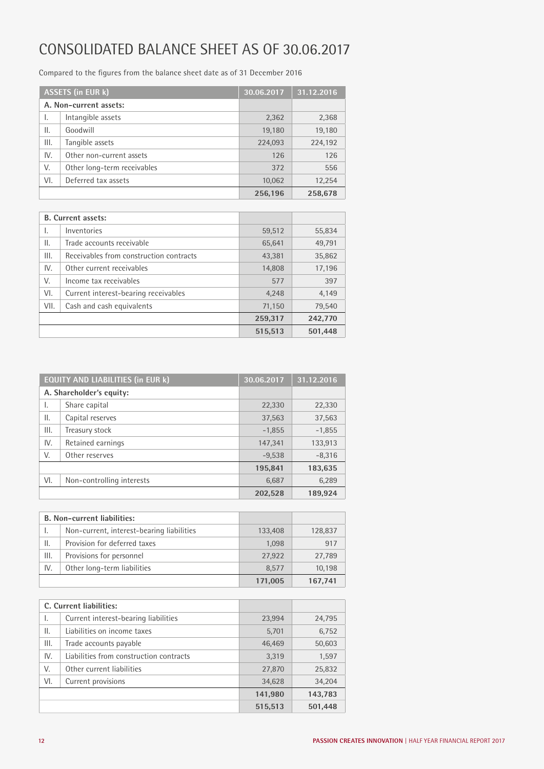# CONSOLIDATED BALANCE SHEET AS OF 30.06.2017

Compared to the figures from the balance sheet date as of 31 December 2016

| ASSETS (in EUR k) | | 30.06.2017 | 31.12.2016 |
|---|---|---|---|
| **A. Non-current assets:** | | | |
| I. | Intangible assets | 2,362 | 2,368 |
| II. | Goodwill | 19,180 | 19,180 |
| III. | Tangible assets | 224,093 | 224,192 |
| IV. | Other non-current assets | 126 | 126 |
| V. | Other long-term receivables | 372 | 556 |
| VI. | Deferred tax assets | 10,062 | 12,254 |
| | | **256,196** | **258,678** |
| **B. Current assets:** | | | |
| I. | Inventories | 59,512 | 55,834 |
| II. | Trade accounts receivable | 65,641 | 49,791 |
| III. | Receivables from construction contracts | 43,381 | 35,862 |
| IV. | Other current receivables | 14,808 | 17,196 |
| V. | Income tax receivables | 577 | 397 |
| VI. | Current interest-bearing receivables | 4,248 | 4,149 |
| VII. | Cash and cash equivalents | 71,150 | 79,540 |
| | | **259,317** | **242,770** |
| | | **515,513** | **501,448** |

| EQUITY AND LIABILITIES (in EUR k) | | 30.06.2017 | 31.12.2016 |
|---|---|---|---|
| **A. Shareholder's equity:** | | | |
| I. | Share capital | 22,330 | 22,330 |
| II. | Capital reserves | 37,563 | 37,563 |
| III. | Treasury stock | -1,855 | -1,855 |
| IV. | Retained earnings | 147,341 | 133,913 |
| V. | Other reserves | -9,538 | -8,316 |
| | | **195,841** | **183,635** |
| VI. | Non-controlling interests | 6,687 | 6,289 |
| | | **202,528** | **189,924** |
| **B. Non-current liabilities:** | | | |
| I. | Non-current, interest-bearing liabilities | 133,408 | 128,837 |
| II. | Provision for deferred taxes | 1,098 | 917 |
| III. | Provisions for personnel | 27,922 | 27,789 |
| IV. | Other long-term liabilities | 8,577 | 10,198 |
| | | **171,005** | **167,741** |
| **C. Current liabilities:** | | | |
| I. | Current interest-bearing liabilities | 23,994 | 24,795 |
| II. | Liabilities on income taxes | 5,701 | 6,752 |
| III. | Trade accounts payable | 46,469 | 50,603 |
| IV. | Liabilities from construction contracts | 3,319 | 1,597 |
| V. | Other current liabilities | 27,870 | 25,832 |
| VI. | Current provisions | 34,628 | 34,204 |
| | | **141,980** | **143,783** |
| | | **515,513** | **501,448** |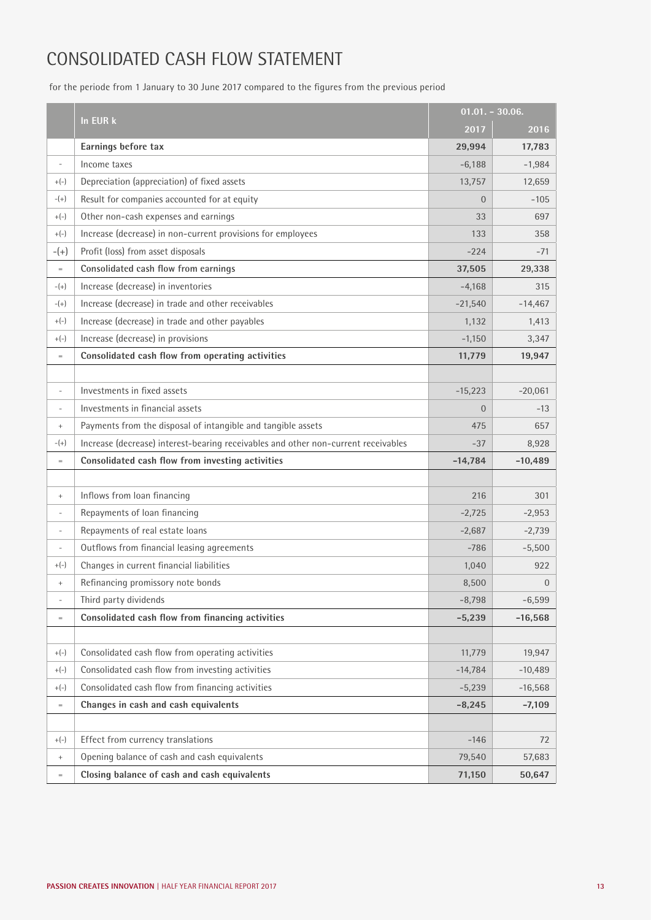# CONSOLIDATED CASH FLOW STATEMENT

for the periode from 1 January to 30 June 2017 compared to the figures from the previous period

| | In EUR k | 01.01. – 30.06. | |
|---|---|---|---|
| | | 2017 | 2016 |
| | **Earnings before tax** | **29,994** | **17,783** |
| - | Income taxes | -6,188 | -1,984 |
| +(-) | Depreciation (appreciation) of fixed assets | 13,757 | 12,659 |
| -(+) | Result for companies accounted for at equity | 0 | -105 |
| +(-) | Other non-cash expenses and earnings | 33 | 697 |
| +(-) | Increase (decrease) in non-current provisions for employees | 133 | 358 |
| -(+) | Profit (loss) from asset disposals | -224 | -71 |
| = | **Consolidated cash flow from earnings** | **37,505** | **29,338** |
| -(+) | Increase (decrease) in inventories | -4,168 | 315 |
| -(+) | Increase (decrease) in trade and other receivables | -21,540 | -14,467 |
| +(-) | Increase (decrease) in trade and other payables | 1,132 | 1,413 |
| +(-) | Increase (decrease) in provisions | -1,150 | 3,347 |
| = | **Consolidated cash flow from operating activities** | **11,779** | **19,947** |
| | | | |
| - | Investments in fixed assets | -15,223 | -20,061 |
| - | Investments in financial assets | 0 | -13 |
| + | Payments from the disposal of intangible and tangible assets | 475 | 657 |
| -(+) | Increase (decrease) interest-bearing receivables and other non-current receivables | -37 | 8,928 |
| = | **Consolidated cash flow from investing activities** | **-14,784** | **-10,489** |
| | | | |
| + | Inflows from loan financing | 216 | 301 |
| - | Repayments of loan financing | -2,725 | -2,953 |
| - | Repayments of real estate loans | -2,687 | -2,739 |
| - | Outflows from financial leasing agreements | -786 | -5,500 |
| +(-) | Changes in current financial liabilities | 1,040 | 922 |
| + | Refinancing promissory note bonds | 8,500 | 0 |
| - | Third party dividends | -8,798 | -6,599 |
| = | **Consolidated cash flow from financing activities** | **-5,239** | **-16,568** |
| | | | |
| +(-) | Consolidated cash flow from operating activities | 11,779 | 19,947 |
| +(-) | Consolidated cash flow from investing activities | -14,784 | -10,489 |
| +(-) | Consolidated cash flow from financing activities | -5,239 | -16,568 |
| = | **Changes in cash and cash equivalents** | **-8,245** | **-7,109** |
| | | | |
| +(-) | Effect from currency translations | -146 | 72 |
| + | Opening balance of cash and cash equivalents | 79,540 | 57,683 |
| = | **Closing balance of cash and cash equivalents** | **71,150** | **50,647** |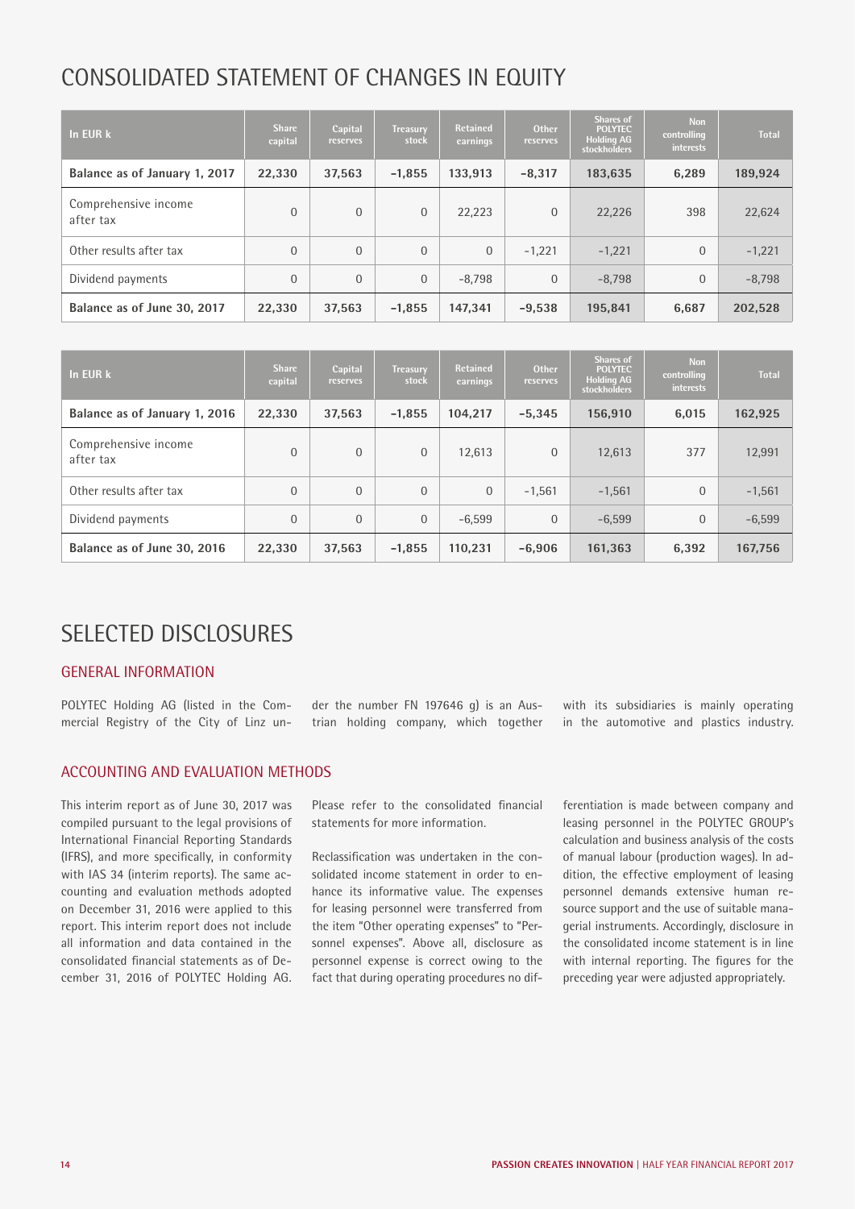# CONSOLIDATED STATEMENT OF CHANGES IN EQUITY

| In EUR k | Share capital | Capital reserves | Treasury stock | Retained earnings | Other reserves | Shares of POLYTEC Holding AG stockholders | Non controlling interests | Total |
|---|---|---|---|---|---|---|---|---|
| **Balance as of January 1, 2017** | **22,330** | **37,563** | **-1,855** | **133,913** | **-8,317** | **183,635** | **6,289** | **189,924** |
| Comprehensive income after tax | 0 | 0 | 0 | 22,223 | 0 | 22,226 | 398 | 22,624 |
| Other results after tax | 0 | 0 | 0 | 0 | -1,221 | -1,221 | 0 | -1,221 |
| Dividend payments | 0 | 0 | 0 | -8,798 | 0 | -8,798 | 0 | -8,798 |
| **Balance as of June 30, 2017** | **22,330** | **37,563** | **-1,855** | **147,341** | **-9,538** | **195,841** | **6,687** | **202,528** |

| In EUR k | Share capital | Capital reserves | Treasury stock | Retained earnings | Other reserves | Shares of POLYTEC Holding AG stockholders | Non controlling interests | Total |
|---|---|---|---|---|---|---|---|---|
| **Balance as of January 1, 2016** | **22,330** | **37,563** | **-1,855** | **104,217** | **-5,345** | **156,910** | **6,015** | **162,925** |
| Comprehensive income after tax | 0 | 0 | 0 | 12,613 | 0 | 12,613 | 377 | 12,991 |
| Other results after tax | 0 | 0 | 0 | 0 | -1,561 | -1,561 | 0 | -1,561 |
| Dividend payments | 0 | 0 | 0 | -6,599 | 0 | -6,599 | 0 | -6,599 |
| **Balance as of June 30, 2016** | **22,330** | **37,563** | **-1,855** | **110,231** | **-6,906** | **161,363** | **6,392** | **167,756** |

# SELECTED DISCLOSURES

## GENERAL INFORMATION

POLYTEC Holding AG (listed in the Commercial Registry of the City of Linz under the number FN 197646 g) is an Austrian holding company, which together with its subsidiaries is mainly operating in the automotive and plastics industry.

## ACCOUNTING AND EVALUATION METHODS

This interim report as of June 30, 2017 was compiled pursuant to the legal provisions of International Financial Reporting Standards (IFRS), and more specifically, in conformity with IAS 34 (interim reports). The same accounting and evaluation methods adopted on December 31, 2016 were applied to this report. This interim report does not include all information and data contained in the consolidated financial statements as of December 31, 2016 of POLYTEC Holding AG. Please refer to the consolidated financial statements for more information.

Reclassification was undertaken in the consolidated income statement in order to enhance its informative value. The expenses for leasing personnel were transferred from the item "Other operating expenses" to "Personnel expenses". Above all, disclosure as personnel expense is correct owing to the fact that during operating procedures no differentiation is made between company and leasing personnel in the POLYTEC GROUP's calculation and business analysis of the costs of manual labour (production wages). In addition, the effective employment of leasing personnel demands extensive human resource support and the use of suitable managerial instruments. Accordingly, disclosure in the consolidated income statement is in line with internal reporting. The figures for the preceding year were adjusted appropriately.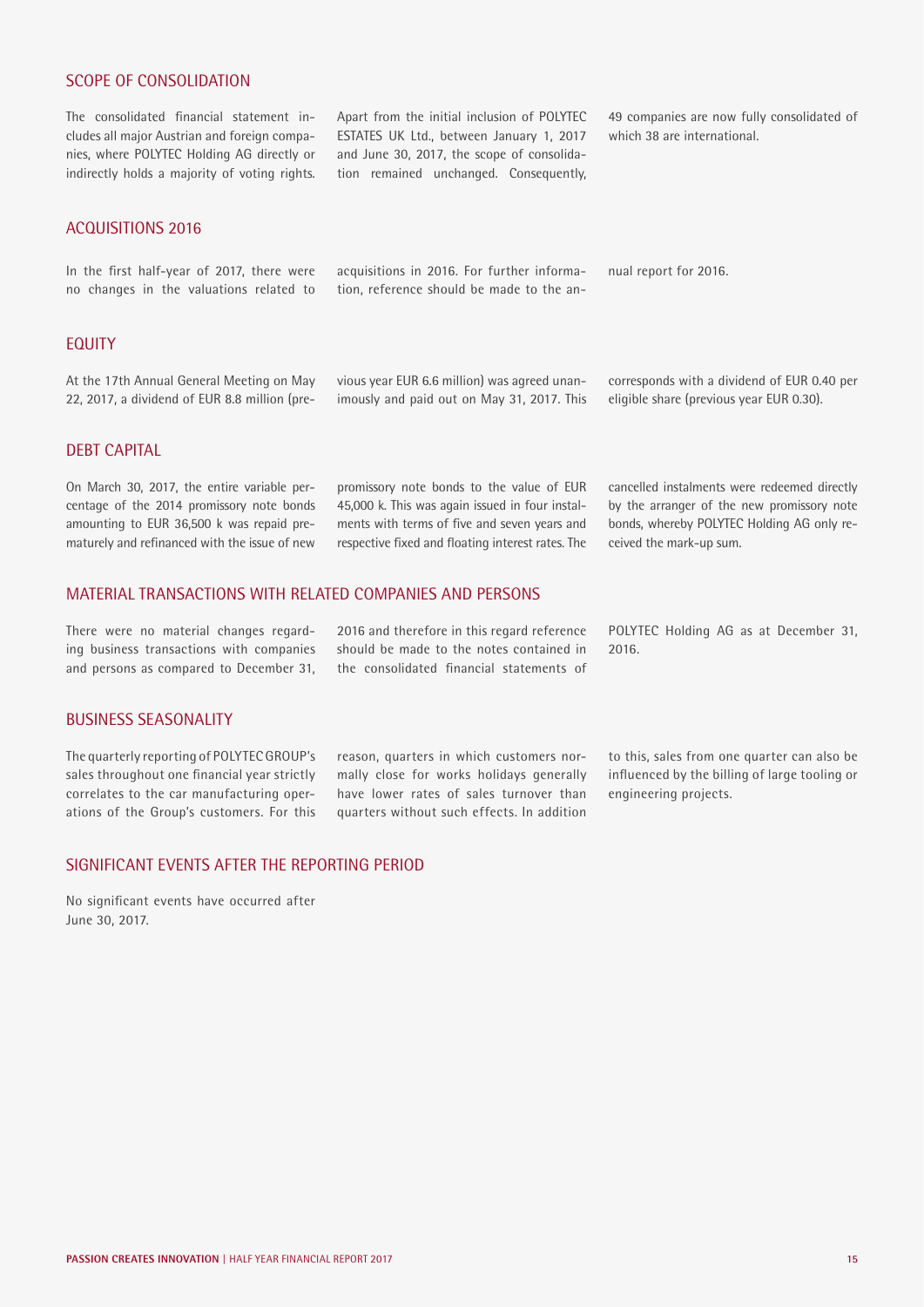## SCOPE OF CONSOLIDATION

The consolidated financial statement includes all major Austrian and foreign companies, where POLYTEC Holding AG directly or indirectly holds a majority of voting rights. Apart from the initial inclusion of POLYTEC ESTATES UK Ltd., between January 1, 2017 and June 30, 2017, the scope of consolidation remained unchanged. Consequently, 49 companies are now fully consolidated of which 38 are international.

## ACQUISITIONS 2016

In the first half-year of 2017, there were no changes in the valuations related to acquisitions in 2016. For further information, reference should be made to the annual report for 2016.

## EQUITY

At the 17th Annual General Meeting on May 22, 2017, a dividend of EUR 8.8 million (previous year EUR 6.6 million) was agreed unanimously and paid out on May 31, 2017. This corresponds with a dividend of EUR 0.40 per eligible share (previous year EUR 0.30).

## DEBT CAPITAL

On March 30, 2017, the entire variable percentage of the 2014 promissory note bonds amounting to EUR 36,500 k was repaid prematurely and refinanced with the issue of new promissory note bonds to the value of EUR 45,000 k. This was again issued in four instalments with terms of five and seven years and respective fixed and floating interest rates. The cancelled instalments were redeemed directly by the arranger of the new promissory note bonds, whereby POLYTEC Holding AG only received the mark-up sum.

## MATERIAL TRANSACTIONS WITH RELATED COMPANIES AND PERSONS

There were no material changes regarding business transactions with companies and persons as compared to December 31, 2016 and therefore in this regard reference should be made to the notes contained in the consolidated financial statements of POLYTEC Holding AG as at December 31, 2016.

## BUSINESS SEASONALITY

The quarterly reporting of POLYTEC GROUP's sales throughout one financial year strictly correlates to the car manufacturing operations of the Group's customers. For this reason, quarters in which customers normally close for works holidays generally have lower rates of sales turnover than quarters without such effects. In addition to this, sales from one quarter can also be influenced by the billing of large tooling or engineering projects.

## SIGNIFICANT EVENTS AFTER THE REPORTING PERIOD

No significant events have occurred after June 30, 2017.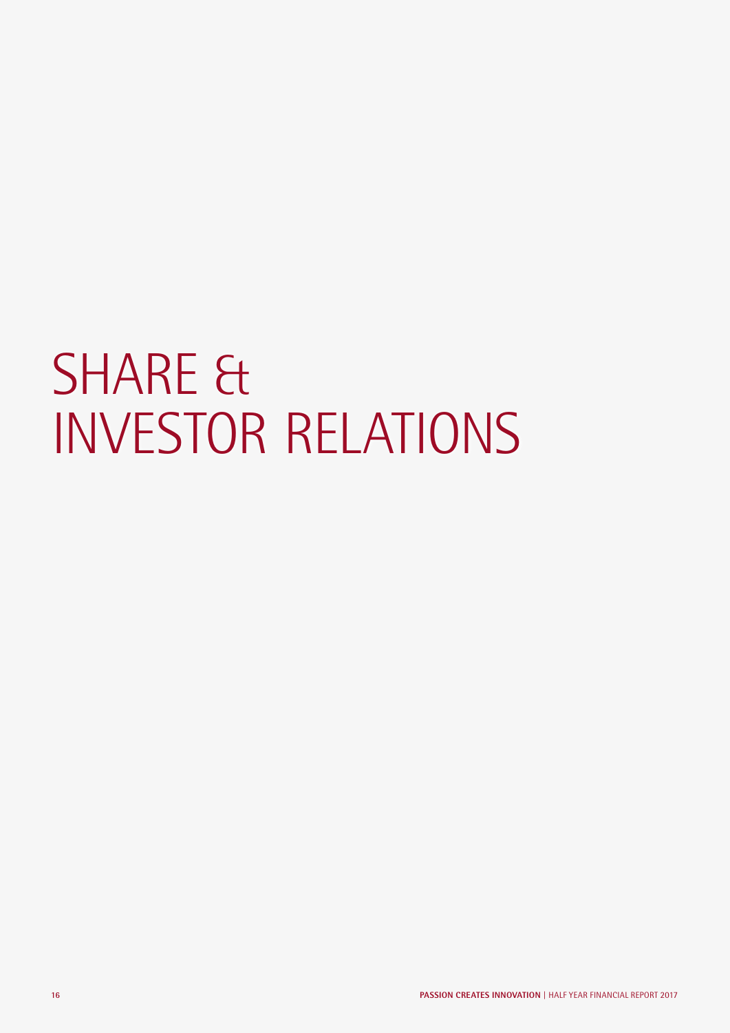# SHARE & INVESTOR RELATIONS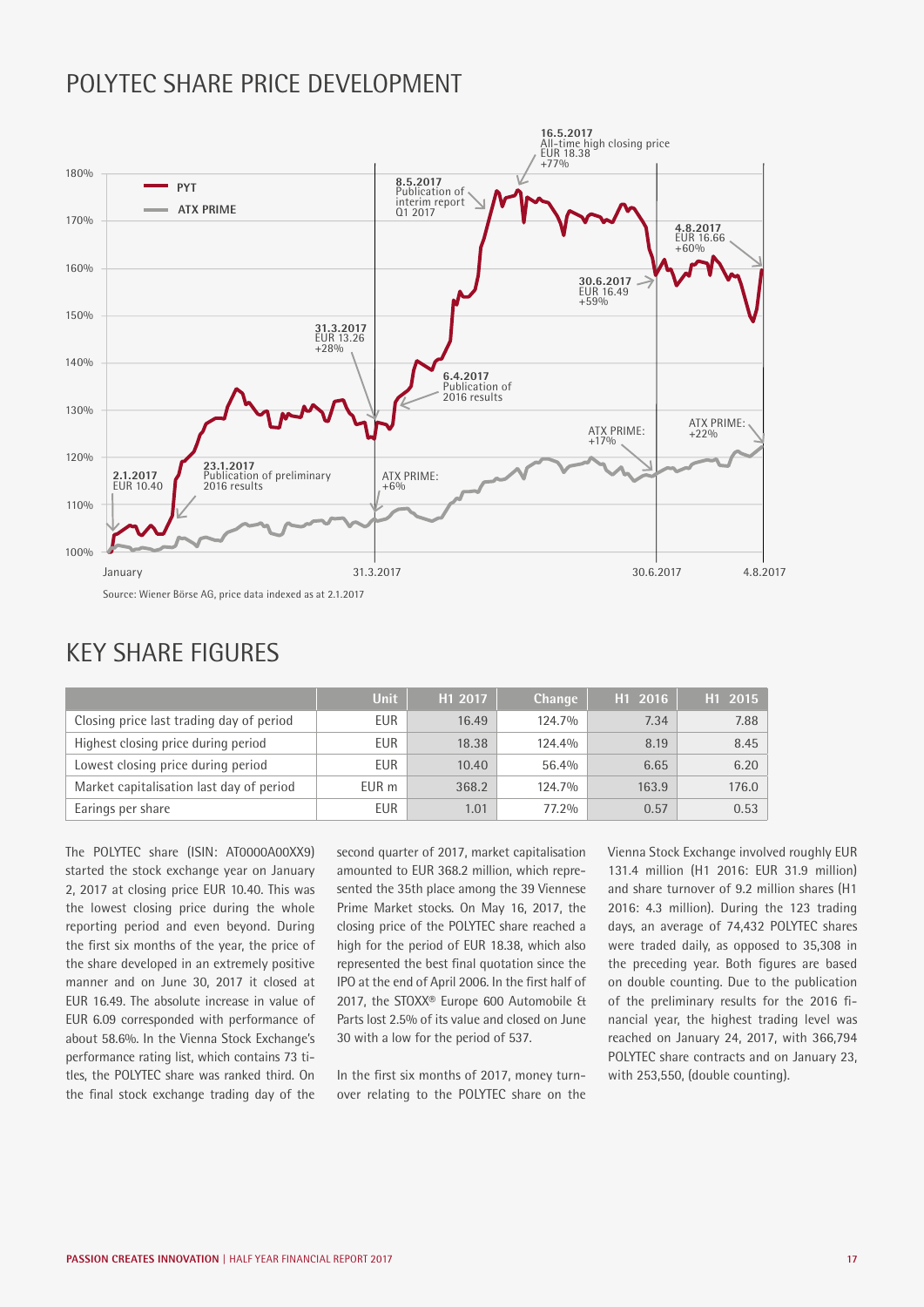# POLYTEC SHARE PRICE DEVELOPMENT

Source: Wiener Börse AG, price data indexed as at 2.1.2017

# KEY SHARE FIGURES

| | Unit | H1 2017 | Change | H1 2016 | H1 2015 |
|---|---|---|---|---|---|
| Closing price last trading day of period | EUR | 16.49 | 124.7% | 7.34 | 7.88 |
| Highest closing price during period | EUR | 18.38 | 124.4% | 8.19 | 8.45 |
| Lowest closing price during period | EUR | 10.40 | 56.4% | 6.65 | 6.20 |
| Market capitalisation last day of period | EUR m | 368.2 | 124.7% | 163.9 | 176.0 |
| Earings per share | EUR | 1.01 | 77.2% | 0.57 | 0.53 |

The POLYTEC share (ISIN: AT0000A00XX9) started the stock exchange year on January 2, 2017 at closing price EUR 10.40. This was the lowest closing price during the whole reporting period and even beyond. During the first six months of the year, the price of the share developed in an extremely positive manner and on June 30, 2017 it closed at EUR 16.49. The absolute increase in value of EUR 6.09 corresponded with performance of about 58.6%. In the Vienna Stock Exchange's performance rating list, which contains 73 titles, the POLYTEC share was ranked third. On the final stock exchange trading day of the second quarter of 2017, market capitalisation amounted to EUR 368.2 million, which represented the 35th place among the 39 Viennese Prime Market stocks. On May 16, 2017, the closing price of the POLYTEC share reached a high for the period of EUR 18.38, which also represented the best final quotation since the IPO at the end of April 2006. In the first half of 2017, the STOXX® Europe 600 Automobile & Parts lost 2.5% of its value and closed on June 30 with a low for the period of 537.

In the first six months of 2017, money turnover relating to the POLYTEC share on the Vienna Stock Exchange involved roughly EUR 131.4 million (H1 2016: EUR 31.9 million) and share turnover of 9.2 million shares (H1 2016: 4.3 million). During the 123 trading days, an average of 74,432 POLYTEC shares were traded daily, as opposed to 35,308 in the preceding year. Both figures are based on double counting. Due to the publication of the preliminary results for the 2016 financial year, the highest trading level was reached on January 24, 2017, with 366,794 POLYTEC share contracts and on January 23, with 253,550, (double counting).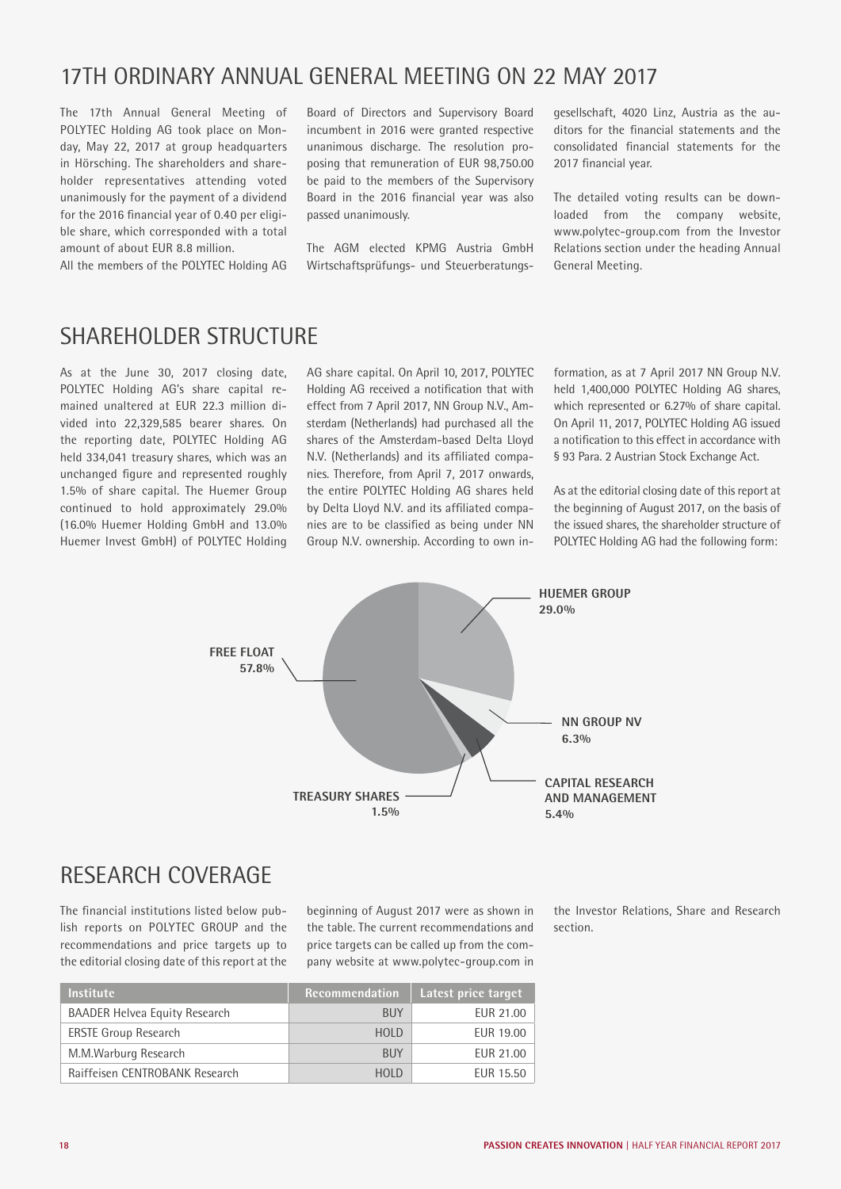# 17TH ORDINARY ANNUAL GENERAL MEETING ON 22 MAY 2017

The 17th Annual General Meeting of POLYTEC Holding AG took place on Monday, May 22, 2017 at group headquarters in Hörsching. The shareholders and shareholder representatives attending voted unanimously for the payment of a dividend for the 2016 financial year of 0.40 per eligible share, which corresponded with a total amount of about EUR 8.8 million.
All the members of the POLYTEC Holding AG Board of Directors and Supervisory Board incumbent in 2016 were granted respective unanimous discharge. The resolution proposing that remuneration of EUR 98,750.00 be paid to the members of the Supervisory Board in the 2016 financial year was also passed unanimously.

The AGM elected KPMG Austria GmbH Wirtschaftsprüfungs- und Steuerberatungsgesellschaft, 4020 Linz, Austria as the auditors for the financial statements and the consolidated financial statements for the 2017 financial year.

The detailed voting results can be downloaded from the company website, www.polytec-group.com from the Investor Relations section under the heading Annual General Meeting.

# SHAREHOLDER STRUCTURE

As at the June 30, 2017 closing date, POLYTEC Holding AG's share capital remained unaltered at EUR 22.3 million divided into 22,329,585 bearer shares. On the reporting date, POLYTEC Holding AG held 334,041 treasury shares, which was an unchanged figure and represented roughly 1.5% of share capital. The Huemer Group continued to hold approximately 29.0% (16.0% Huemer Holding GmbH and 13.0% Huemer Invest GmbH) of POLYTEC Holding AG share capital. On April 10, 2017, POLYTEC Holding AG received a notification that with effect from 7 April 2017, NN Group N.V., Amsterdam (Netherlands) had purchased all the shares of the Amsterdam-based Delta Lloyd N.V. (Netherlands) and its affiliated companies. Therefore, from April 7, 2017 onwards, the entire POLYTEC Holding AG shares held by Delta Lloyd N.V. and its affiliated companies are to be classified as being under NN Group N.V. ownership. According to own information, as at 7 April 2017 NN Group N.V. held 1,400,000 POLYTEC Holding AG shares, which represented or 6.27% of share capital. On April 11, 2017, POLYTEC Holding AG issued a notification to this effect in accordance with § 93 Para. 2 Austrian Stock Exchange Act.

As at the editorial closing date of this report at the beginning of August 2017, on the basis of the issued shares, the shareholder structure of POLYTEC Holding AG had the following form:

| Shareholder | Share |
|---|---|
| HUEMER GROUP | 29.0% |
| NN GROUP NV | 6.3% |
| CAPITAL RESEARCH AND MANAGEMENT | 5.4% |
| TREASURY SHARES | 1.5% |
| FREE FLOAT | 57.8% |

# RESEARCH COVERAGE

The financial institutions listed below publish reports on POLYTEC GROUP and the recommendations and price targets up to the editorial closing date of this report at the beginning of August 2017 were as shown in the table. The current recommendations and price targets can be called up from the company website at www.polytec-group.com in the Investor Relations, Share and Research section.

| Institute | Recommendation | Latest price target |
|---|---|---|
| BAADER Helvea Equity Research | BUY | EUR 21.00 |
| ERSTE Group Research | HOLD | EUR 19.00 |
| M.M.Warburg Research | BUY | EUR 21.00 |
| Raiffeisen CENTROBANK Research | HOLD | EUR 15.50 |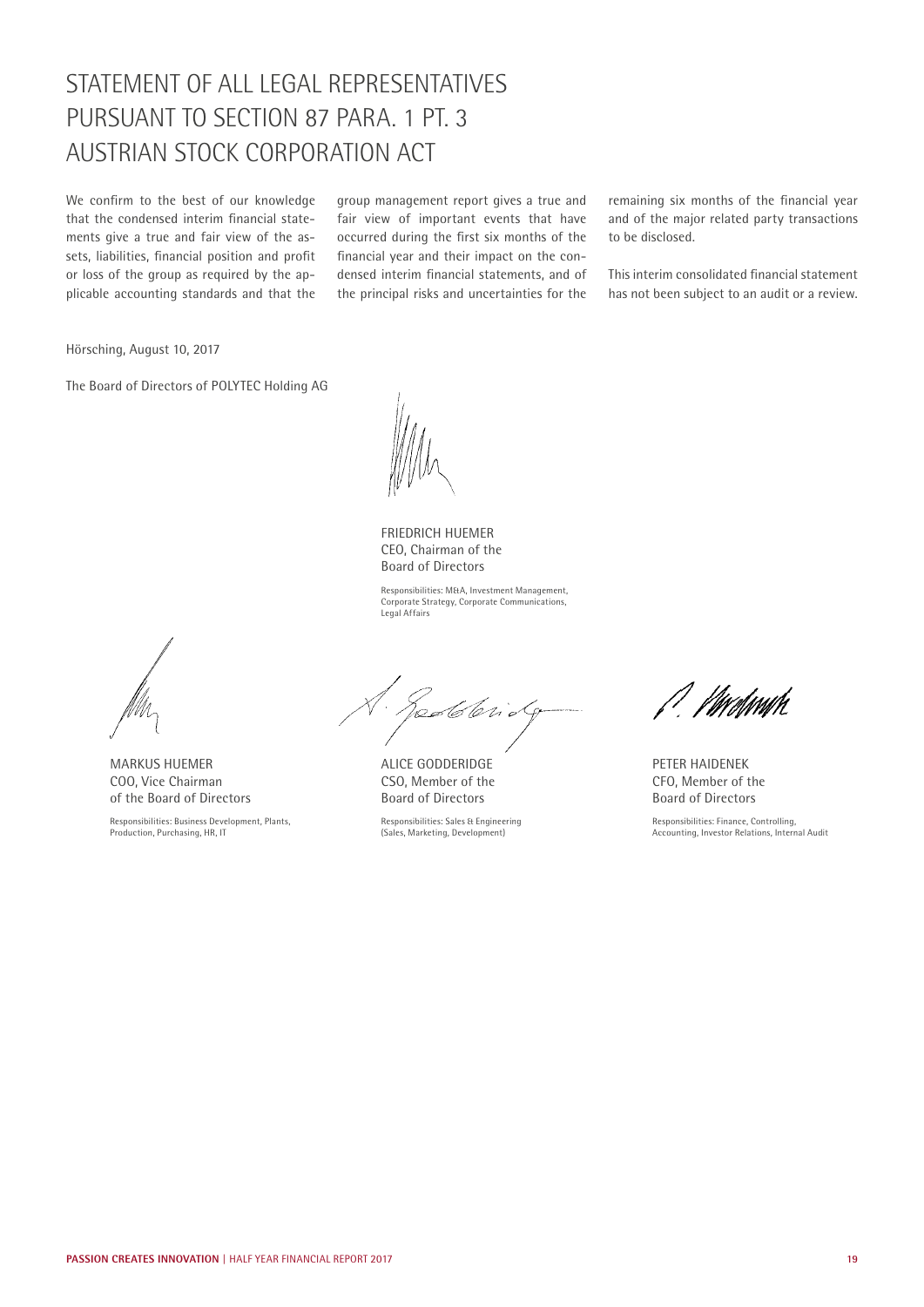# STATEMENT OF ALL LEGAL REPRESENTATIVES PURSUANT TO SECTION 87 PARA. 1 PT. 3 AUSTRIAN STOCK CORPORATION ACT

We confirm to the best of our knowledge that the condensed interim financial statements give a true and fair view of the assets, liabilities, financial position and profit or loss of the group as required by the applicable accounting standards and that the group management report gives a true and fair view of important events that have occurred during the first six months of the financial year and their impact on the condensed interim financial statements, and of the principal risks and uncertainties for the remaining six months of the financial year and of the major related party transactions to be disclosed.

This interim consolidated financial statement has not been subject to an audit or a review.

Hörsching, August 10, 2017

The Board of Directors of POLYTEC Holding AG

FRIEDRICH HUEMER
CEO, Chairman of the Board of Directors

Responsibilities: M&A, Investment Management, Corporate Strategy, Corporate Communications, Legal Affairs

MARKUS HUEMER
COO, Vice Chairman of the Board of Directors

Responsibilities: Business Development, Plants, Production, Purchasing, HR, IT

ALICE GODDERIDGE
CSO, Member of the Board of Directors

Responsibilities: Sales & Engineering (Sales, Marketing, Development)

PETER HAIDENEK
CFO, Member of the Board of Directors

Responsibilities: Finance, Controlling, Accounting, Investor Relations, Internal Audit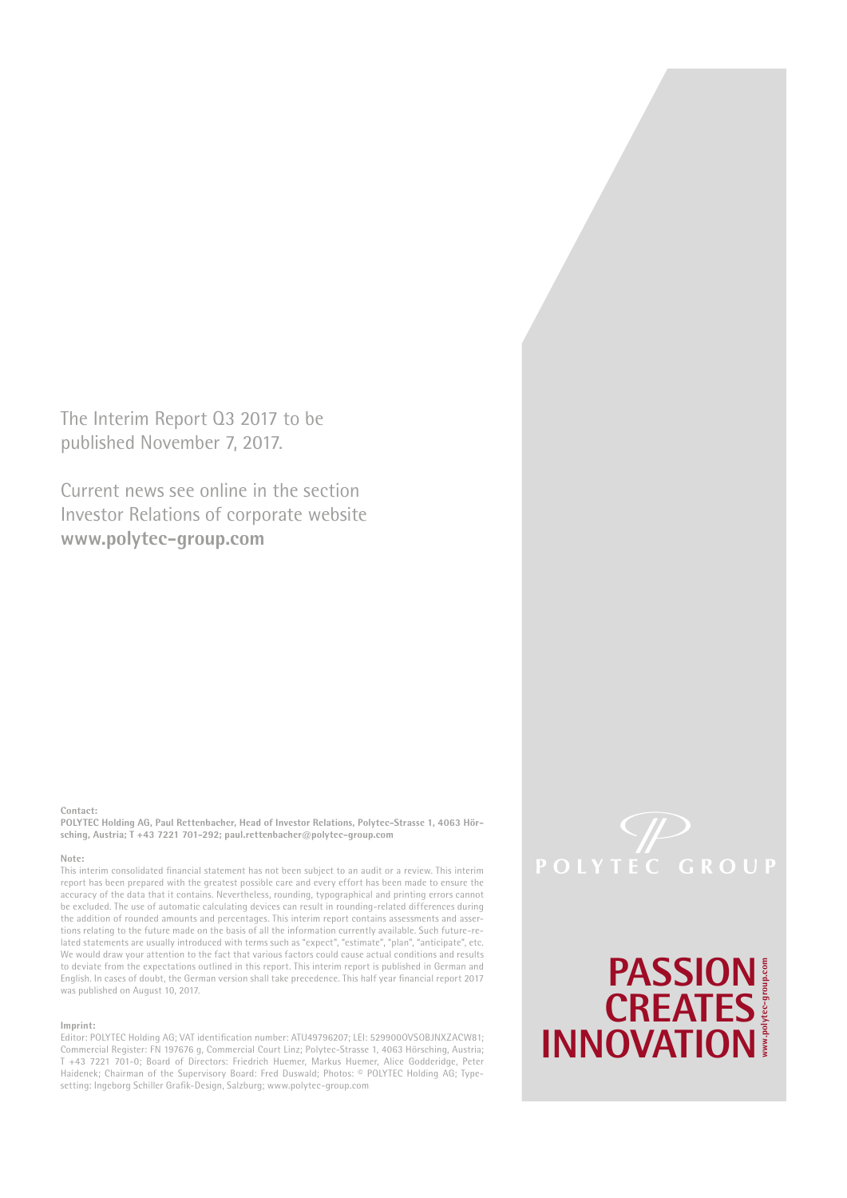The Interim Report Q3 2017 to be published November 7, 2017.

Current news see online in the section Investor Relations of corporate website **www.polytec-group.com**

**Contact:**
**POLYTEC Holding AG, Paul Rettenbacher, Head of Investor Relations, Polytec-Strasse 1, 4063 Hörsching, Austria; T +43 7221 701-292; paul.rettenbacher@polytec-group.com**

**Note:**
This interim consolidated financial statement has not been subject to an audit or a review. This interim report has been prepared with the greatest possible care and every effort has been made to ensure the accuracy of the data that it contains. Nevertheless, rounding, typographical and printing errors cannot be excluded. The use of automatic calculating devices can result in rounding-related differences during the addition of rounded amounts and percentages. This interim report contains assessments and assertions relating to the future made on the basis of all the information currently available. Such future-related statements are usually introduced with terms such as "expect", "estimate", "plan", "anticipate", etc. We would draw your attention to the fact that various factors could cause actual conditions and results to deviate from the expectations outlined in this report. This interim report is published in German and English. In cases of doubt, the German version shall take precedence. This half year financial report 2017 was published on August 10, 2017.

**Imprint:**
Editor: POLYTEC Holding AG; VAT identification number: ATU49796207; LEI: 529900OVSOBJNXZACW81; Commercial Register: FN 197676 g, Commercial Court Linz; Polytec-Strasse 1, 4063 Hörsching, Austria; T +43 7221 701-0; Board of Directors: Friedrich Huemer, Markus Huemer, Alice Godderidge, Peter Haidenek; Chairman of the Supervisory Board: Fred Duswald; Photos: © POLYTEC Holding AG; Typesetting: Ingeborg Schiller Grafik-Design, Salzburg; www.polytec-group.com

POLYTEC GROUP

**PASSION CREATES INNOVATION**

www.polytec-group.com